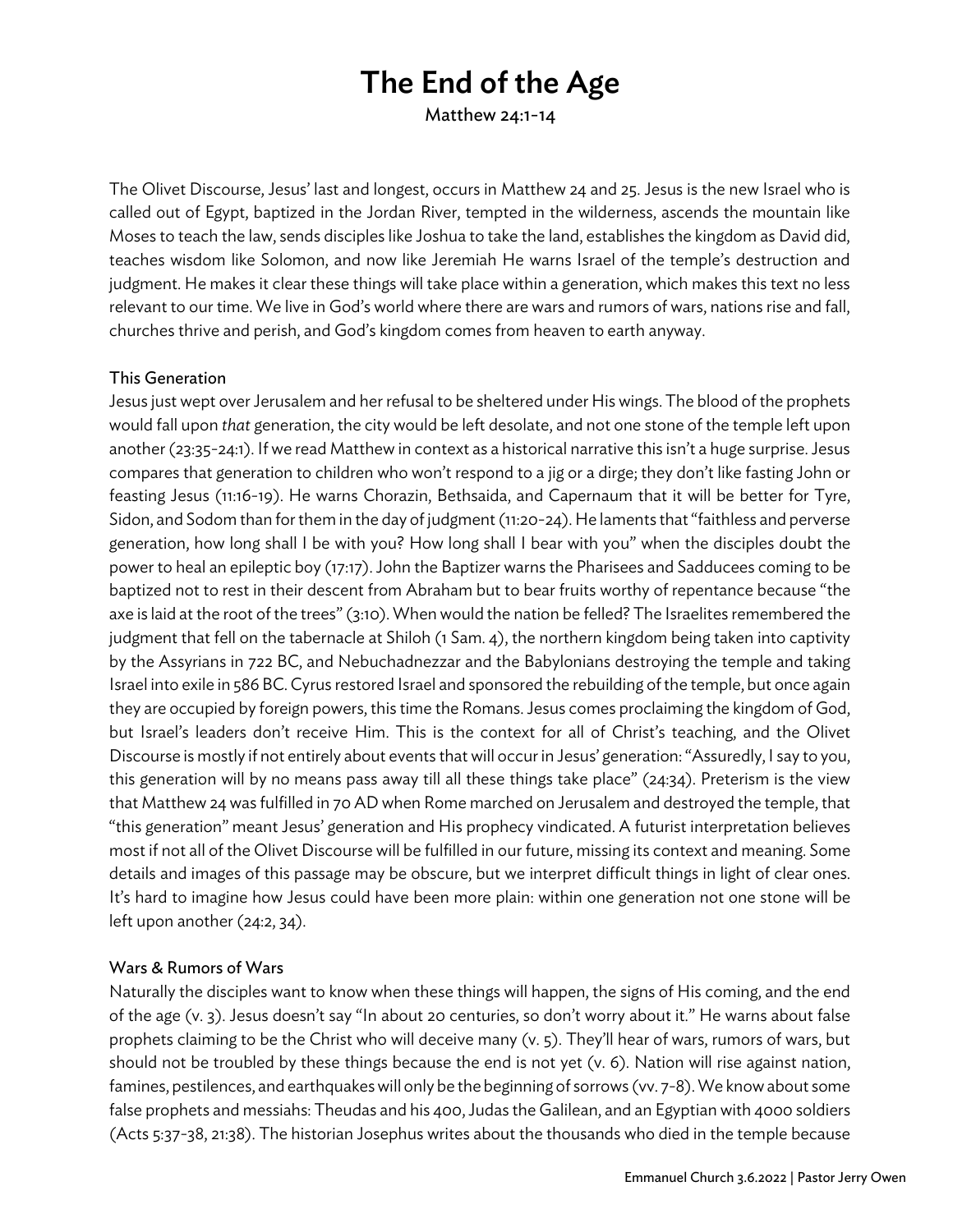# The End of the Age

Matthew 24:1-14

The Olivet Discourse, Jesus' last and longest, occurs in Matthew 24 and 25. Jesus is the new Israel who is called out of Egypt, baptized in the Jordan River, tempted in the wilderness, ascends the mountain like Moses to teach the law, sends disciples like Joshua to take the land, establishes the kingdom as David did, teaches wisdom like Solomon, and now like Jeremiah He warns Israel of the temple's destruction and judgment. He makes it clear these things will take place within a generation, which makes this text no less relevant to our time. We live in God's world where there are wars and rumors of wars, nations rise and fall, churches thrive and perish, and God's kingdom comes from heaven to earth anyway.

## This Generation

Jesus just wept over Jerusalem and her refusal to be sheltered under His wings. The blood of the prophets would fall upon *that* generation, the city would be left desolate, and not one stone of the temple left upon another (23:35-24:1). If we read Matthew in context as a historical narrative this isn't a huge surprise. Jesus compares that generation to children who won't respond to a jig or a dirge; they don't like fasting John or feasting Jesus (11:16-19). He warns Chorazin, Bethsaida, and Capernaum that it will be better for Tyre, Sidon, and Sodom than for them in the day of judgment (11:20-24). He laments that "faithless and perverse generation, how long shall I be with you? How long shall I bear with you" when the disciples doubt the power to heal an epileptic boy (17:17). John the Baptizer warns the Pharisees and Sadducees coming to be baptized not to rest in their descent from Abraham but to bear fruits worthy of repentance because "the axe is laid at the root of the trees" (3:10). When would the nation be felled? The Israelites remembered the judgment that fell on the tabernacle at Shiloh (1 Sam. 4), the northern kingdom being taken into captivity by the Assyrians in 722 BC, and Nebuchadnezzar and the Babylonians destroying the temple and taking Israel into exile in 586 BC. Cyrus restored Israel and sponsored the rebuilding of the temple, but once again they are occupied by foreign powers, this time the Romans. Jesus comes proclaiming the kingdom of God, but Israel's leaders don't receive Him. This is the context for all of Christ's teaching, and the Olivet Discourse is mostly if not entirely about events that will occur in Jesus' generation: "Assuredly, I say to you, this generation will by no means pass away till all these things take place" (24:34). Preterism is the view that Matthew 24 was fulfilled in 70 AD when Rome marched on Jerusalem and destroyed the temple, that "this generation" meant Jesus' generation and His prophecy vindicated. A futurist interpretation believes most if not all of the Olivet Discourse will be fulfilled in our future, missing its context and meaning. Some details and images of this passage may be obscure, but we interpret difficult things in light of clear ones. It's hard to imagine how Jesus could have been more plain: within one generation not one stone will be left upon another (24:2, 34).

## Wars & Rumors of Wars

Naturally the disciples want to know when these things will happen, the signs of His coming, and the end of the age (v. 3). Jesus doesn't say "In about 20 centuries, so don't worry about it." He warns about false prophets claiming to be the Christ who will deceive many (v. 5). They'll hear of wars, rumors of wars, but should not be troubled by these things because the end is not yet (v. 6). Nation will rise against nation, famines, pestilences, and earthquakes will only be the beginning of sorrows (vv. 7-8). We know about some false prophets and messiahs: Theudas and his 400, Judas the Galilean, and an Egyptian with 4000 soldiers (Acts 5:37-38, 21:38). The historian Josephus writes about the thousands who died in the temple because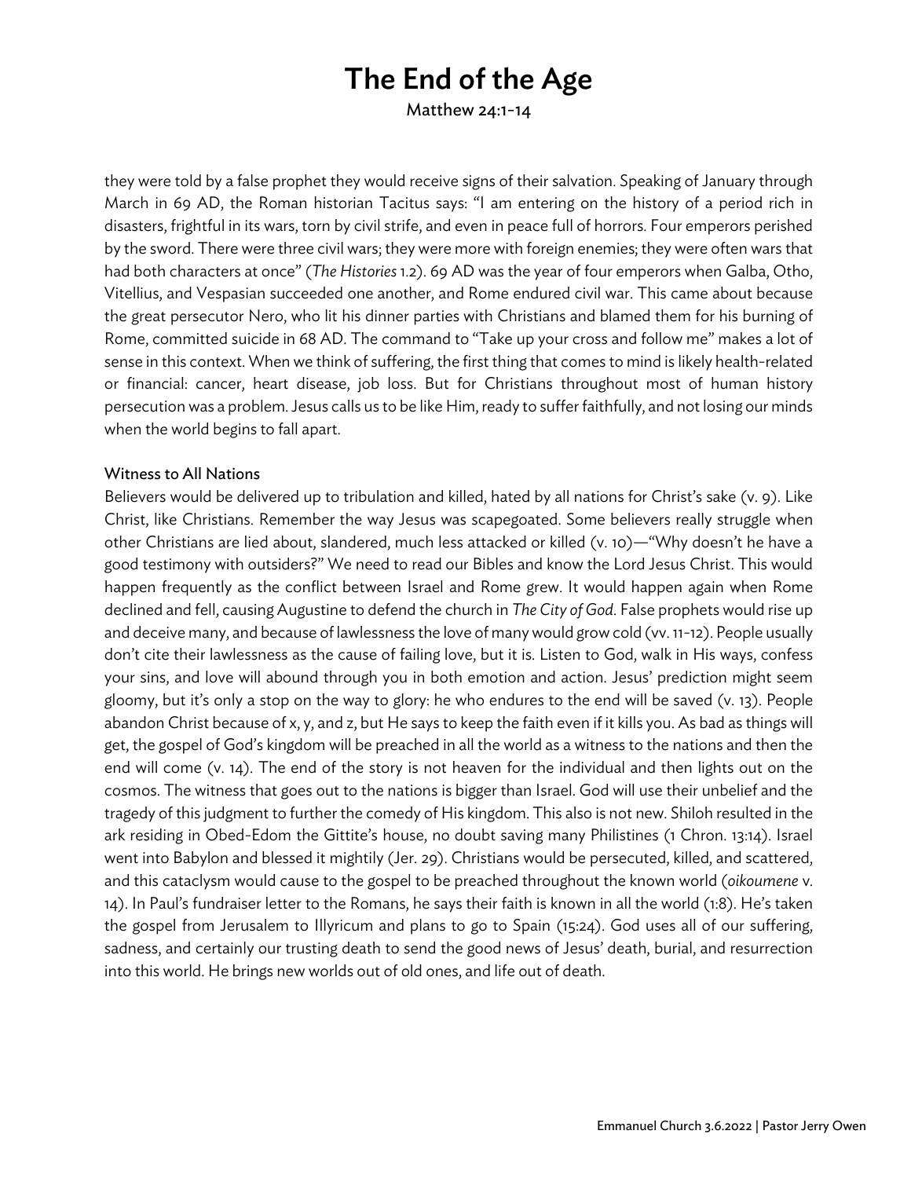they were told by a false prophet they would receive signs of their salvation. Speaking of January through March in 69 AD, the Roman historian Tacitus says: "I am entering on the history of a period rich in disasters, frightful in its wars, torn by civil strife, and even in peace full of horrors. Four emperors perished by the sword. There were three civil wars; they were more with foreign enemies; they were often wars that had both characters at once" (*The Histories* 1.2). 69 AD was the year of four emperors when Galba, Otho, Vitellius, and Vespasian succeeded one another, and Rome endured civil war. This came about because the great persecutor Nero, who lit his dinner parties with Christians and blamed them for his burning of Rome, committed suicide in 68 AD. The command to "Take up your cross and follow me" makes a lot of sense in this context. When we think of suffering, the first thing that comes to mind is likely health-related or financial: cancer, heart disease, job loss. But for Christians throughout most of human history persecution was a problem. Jesus calls us to be like Him, ready to suffer faithfully, and not losing our minds when the world begins to fall apart.

### Witness to All Nations

Believers would be delivered up to tribulation and killed, hated by all nations for Christ's sake (v. 9). Like Christ, like Christians. Remember the way Jesus was scapegoated. Some believers really struggle when other Christians are lied about, slandered, much less attacked or killed (v. 10)—"Why doesn't he have a good testimony with outsiders?" We need to read our Bibles and know the Lord Jesus Christ. This would happen frequently as the conflict between Israel and Rome grew. It would happen again when Rome declined and fell, causing Augustine to defend the church in *The City of God*. False prophets would rise up and deceive many, and because of lawlessness the love of many would grow cold (vv. 11-12). People usually don't cite their lawlessness as the cause of failing love, but it is. Listen to God, walk in His ways, confess your sins, and love will abound through you in both emotion and action. Jesus' prediction might seem gloomy, but it's only a stop on the way to glory: he who endures to the end will be saved (v. 13). People abandon Christ because of x, y, and z, but He says to keep the faith even if it kills you. As bad as things will get, the gospel of God's kingdom will be preached in all the world as a witness to the nations and then the end will come (v. 14). The end of the story is not heaven for the individual and then lights out on the cosmos. The witness that goes out to the nations is bigger than Israel. God will use their unbelief and the tragedy of this judgment to further the comedy of His kingdom. This also is not new. Shiloh resulted in the ark residing in Obed-Edom the Gittite's house, no doubt saving many Philistines (1 Chron. 13:14). Israel went into Babylon and blessed it mightily (Jer. 29). Christians would be persecuted, killed, and scattered, and this cataclysm would cause to the gospel to be preached throughout the known world (*oikoumene* v. 14). In Paul's fundraiser letter to the Romans, he says their faith is known in all the world (1:8). He's taken the gospel from Jerusalem to Illyricum and plans to go to Spain (15:24). God uses all of our suffering, sadness, and certainly our trusting death to send the good news of Jesus' death, burial, and resurrection into this world. He brings new worlds out of old ones, and life out of death.